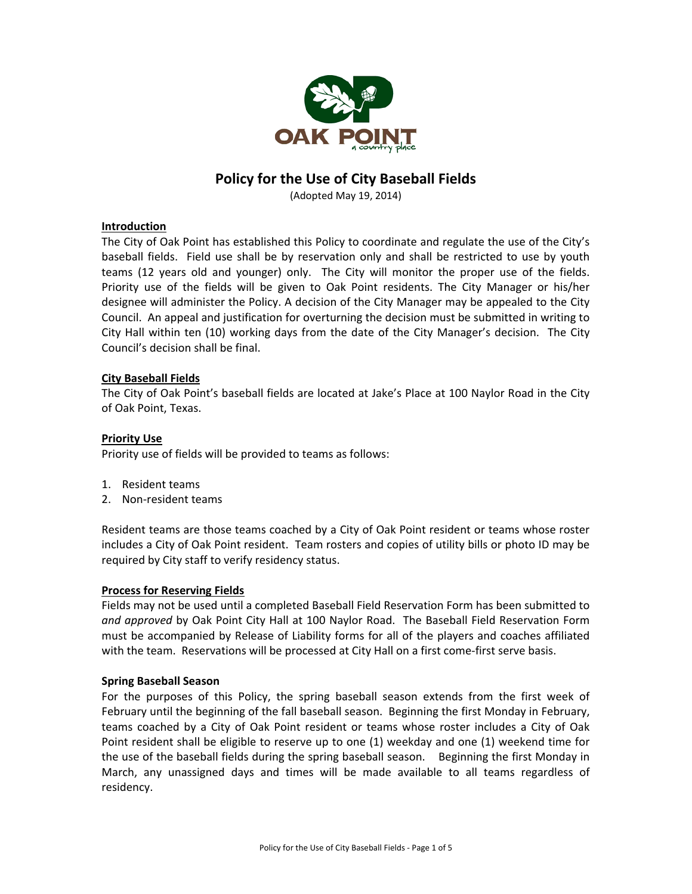# Policy for the Use of City Baseball Fields

(Adopted May 19, 2014)

## Introduction

The City of Oak Point has established this Policy to coordinate and regulate the use of the City's baseball fields. Field use shall be by reservation only and shall be restricted to use by youth teams (12 years old and younger) only. The City will monitor the proper use of the fields. Priority use of the fields will be given to Oak Point residents. The City Manager or his/her designee will administer the Policy. A decision of the City Manager may be appealed to the City Council. An appeal and justification for overturning the decision must be submitted in writing to City Hall within ten (10) working days from the date of the City Manager's decision. The City Council's decision shall be final.

## City Baseball Fields

The City of Oak Point's baseball fields are located at Jake's Place at 100 Naylor Road in the City of Oak Point, Texas.

## Priority Use

Priority use of fields will be provided to teams as follows:

1. Resident teams
2. Non-resident teams

Resident teams are those teams coached by a City of Oak Point resident or teams whose roster includes a City of Oak Point resident. Team rosters and copies of utility bills or photo ID may be required by City staff to verify residency status.

## Process for Reserving Fields

Fields may not be used until a completed Baseball Field Reservation Form has been submitted to *and approved* by Oak Point City Hall at 100 Naylor Road. The Baseball Field Reservation Form must be accompanied by Release of Liability forms for all of the players and coaches affiliated with the team. Reservations will be processed at City Hall on a first come-first serve basis.

### Spring Baseball Season

For the purposes of this Policy, the spring baseball season extends from the first week of February until the beginning of the fall baseball season. Beginning the first Monday in February, teams coached by a City of Oak Point resident or teams whose roster includes a City of Oak Point resident shall be eligible to reserve up to one (1) weekday and one (1) weekend time for the use of the baseball fields during the spring baseball season. Beginning the first Monday in March, any unassigned days and times will be made available to all teams regardless of residency.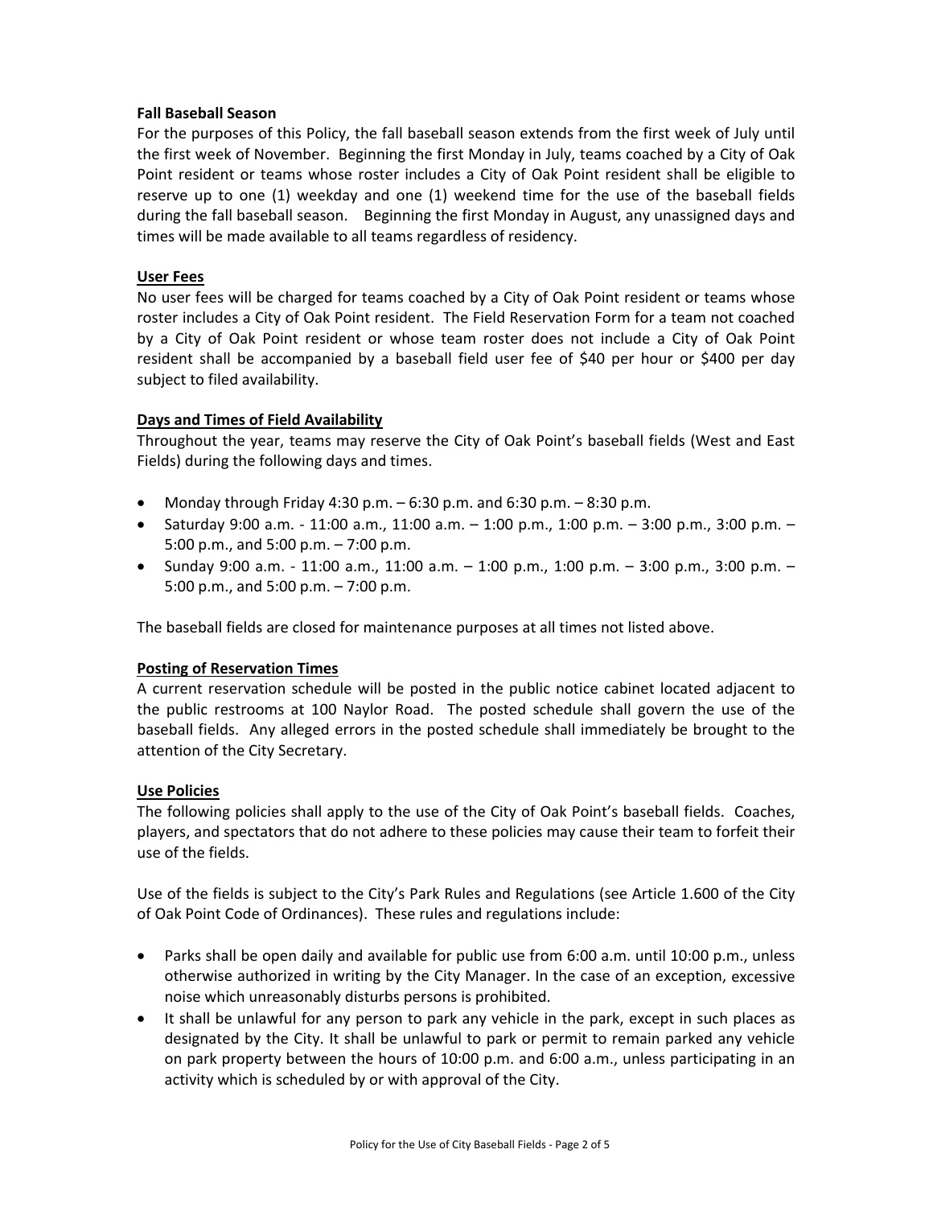**Fall Baseball Season**

For the purposes of this Policy, the fall baseball season extends from the first week of July until the first week of November. Beginning the first Monday in July, teams coached by a City of Oak Point resident or teams whose roster includes a City of Oak Point resident shall be eligible to reserve up to one (1) weekday and one (1) weekend time for the use of the baseball fields during the fall baseball season. Beginning the first Monday in August, any unassigned days and times will be made available to all teams regardless of residency.

**User Fees**

No user fees will be charged for teams coached by a City of Oak Point resident or teams whose roster includes a City of Oak Point resident. The Field Reservation Form for a team not coached by a City of Oak Point resident or whose team roster does not include a City of Oak Point resident shall be accompanied by a baseball field user fee of $40 per hour or $400 per day subject to filed availability.

**Days and Times of Field Availability**

Throughout the year, teams may reserve the City of Oak Point's baseball fields (West and East Fields) during the following days and times.

- Monday through Friday 4:30 p.m. – 6:30 p.m. and 6:30 p.m. – 8:30 p.m.
- Saturday 9:00 a.m. - 11:00 a.m., 11:00 a.m. – 1:00 p.m., 1:00 p.m. – 3:00 p.m., 3:00 p.m. – 5:00 p.m., and 5:00 p.m. – 7:00 p.m.
- Sunday 9:00 a.m. - 11:00 a.m., 11:00 a.m. – 1:00 p.m., 1:00 p.m. – 3:00 p.m., 3:00 p.m. – 5:00 p.m., and 5:00 p.m. – 7:00 p.m.

The baseball fields are closed for maintenance purposes at all times not listed above.

**Posting of Reservation Times**

A current reservation schedule will be posted in the public notice cabinet located adjacent to the public restrooms at 100 Naylor Road. The posted schedule shall govern the use of the baseball fields. Any alleged errors in the posted schedule shall immediately be brought to the attention of the City Secretary.

**Use Policies**

The following policies shall apply to the use of the City of Oak Point's baseball fields. Coaches, players, and spectators that do not adhere to these policies may cause their team to forfeit their use of the fields.

Use of the fields is subject to the City's Park Rules and Regulations (see Article 1.600 of the City of Oak Point Code of Ordinances). These rules and regulations include:

- Parks shall be open daily and available for public use from 6:00 a.m. until 10:00 p.m., unless otherwise authorized in writing by the City Manager. In the case of an exception, excessive noise which unreasonably disturbs persons is prohibited.
- It shall be unlawful for any person to park any vehicle in the park, except in such places as designated by the City. It shall be unlawful to park or permit to remain parked any vehicle on park property between the hours of 10:00 p.m. and 6:00 a.m., unless participating in an activity which is scheduled by or with approval of the City.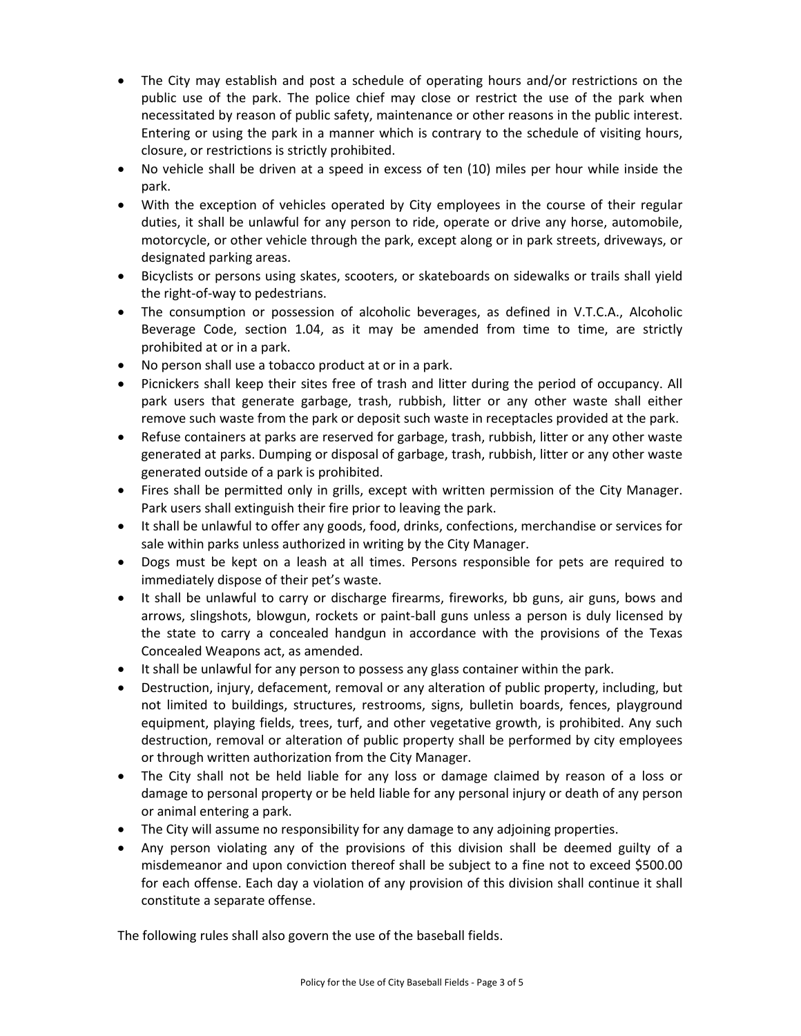- The City may establish and post a schedule of operating hours and/or restrictions on the public use of the park. The police chief may close or restrict the use of the park when necessitated by reason of public safety, maintenance or other reasons in the public interest. Entering or using the park in a manner which is contrary to the schedule of visiting hours, closure, or restrictions is strictly prohibited.
- No vehicle shall be driven at a speed in excess of ten (10) miles per hour while inside the park.
- With the exception of vehicles operated by City employees in the course of their regular duties, it shall be unlawful for any person to ride, operate or drive any horse, automobile, motorcycle, or other vehicle through the park, except along or in park streets, driveways, or designated parking areas.
- Bicyclists or persons using skates, scooters, or skateboards on sidewalks or trails shall yield the right-of-way to pedestrians.
- The consumption or possession of alcoholic beverages, as defined in V.T.C.A., Alcoholic Beverage Code, section 1.04, as it may be amended from time to time, are strictly prohibited at or in a park.
- No person shall use a tobacco product at or in a park.
- Picnickers shall keep their sites free of trash and litter during the period of occupancy. All park users that generate garbage, trash, rubbish, litter or any other waste shall either remove such waste from the park or deposit such waste in receptacles provided at the park.
- Refuse containers at parks are reserved for garbage, trash, rubbish, litter or any other waste generated at parks. Dumping or disposal of garbage, trash, rubbish, litter or any other waste generated outside of a park is prohibited.
- Fires shall be permitted only in grills, except with written permission of the City Manager. Park users shall extinguish their fire prior to leaving the park.
- It shall be unlawful to offer any goods, food, drinks, confections, merchandise or services for sale within parks unless authorized in writing by the City Manager.
- Dogs must be kept on a leash at all times. Persons responsible for pets are required to immediately dispose of their pet's waste.
- It shall be unlawful to carry or discharge firearms, fireworks, bb guns, air guns, bows and arrows, slingshots, blowgun, rockets or paint-ball guns unless a person is duly licensed by the state to carry a concealed handgun in accordance with the provisions of the Texas Concealed Weapons act, as amended.
- It shall be unlawful for any person to possess any glass container within the park.
- Destruction, injury, defacement, removal or any alteration of public property, including, but not limited to buildings, structures, restrooms, signs, bulletin boards, fences, playground equipment, playing fields, trees, turf, and other vegetative growth, is prohibited. Any such destruction, removal or alteration of public property shall be performed by city employees or through written authorization from the City Manager.
- The City shall not be held liable for any loss or damage claimed by reason of a loss or damage to personal property or be held liable for any personal injury or death of any person or animal entering a park.
- The City will assume no responsibility for any damage to any adjoining properties.
- Any person violating any of the provisions of this division shall be deemed guilty of a misdemeanor and upon conviction thereof shall be subject to a fine not to exceed $500.00 for each offense. Each day a violation of any provision of this division shall continue it shall constitute a separate offense.

The following rules shall also govern the use of the baseball fields.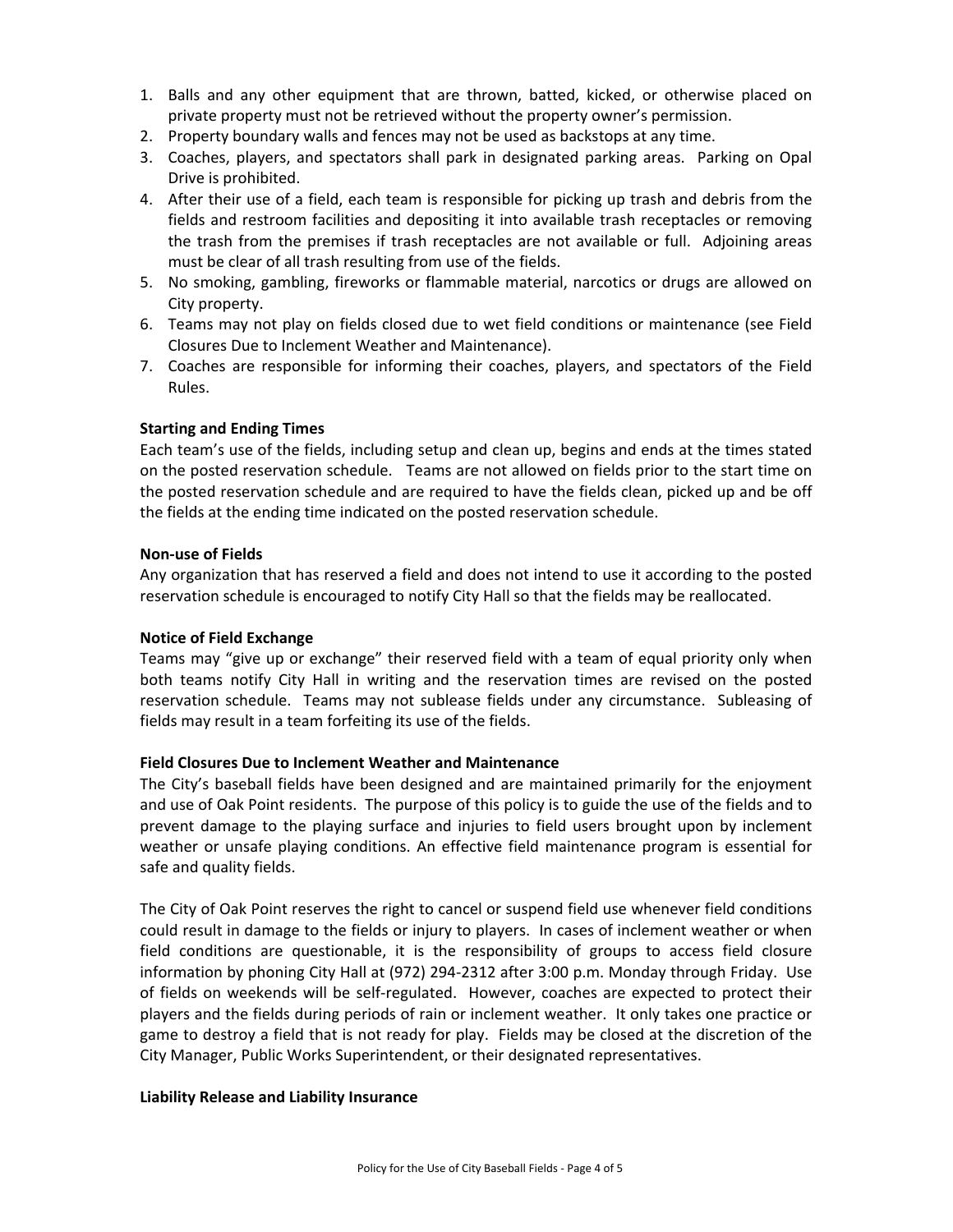1. Balls and any other equipment that are thrown, batted, kicked, or otherwise placed on private property must not be retrieved without the property owner's permission.
2. Property boundary walls and fences may not be used as backstops at any time.
3. Coaches, players, and spectators shall park in designated parking areas. Parking on Opal Drive is prohibited.
4. After their use of a field, each team is responsible for picking up trash and debris from the fields and restroom facilities and depositing it into available trash receptacles or removing the trash from the premises if trash receptacles are not available or full. Adjoining areas must be clear of all trash resulting from use of the fields.
5. No smoking, gambling, fireworks or flammable material, narcotics or drugs are allowed on City property.
6. Teams may not play on fields closed due to wet field conditions or maintenance (see Field Closures Due to Inclement Weather and Maintenance).
7. Coaches are responsible for informing their coaches, players, and spectators of the Field Rules.

**Starting and Ending Times**

Each team's use of the fields, including setup and clean up, begins and ends at the times stated on the posted reservation schedule. Teams are not allowed on fields prior to the start time on the posted reservation schedule and are required to have the fields clean, picked up and be off the fields at the ending time indicated on the posted reservation schedule.

**Non-use of Fields**

Any organization that has reserved a field and does not intend to use it according to the posted reservation schedule is encouraged to notify City Hall so that the fields may be reallocated.

**Notice of Field Exchange**

Teams may "give up or exchange" their reserved field with a team of equal priority only when both teams notify City Hall in writing and the reservation times are revised on the posted reservation schedule. Teams may not sublease fields under any circumstance. Subleasing of fields may result in a team forfeiting its use of the fields.

**Field Closures Due to Inclement Weather and Maintenance**

The City's baseball fields have been designed and are maintained primarily for the enjoyment and use of Oak Point residents. The purpose of this policy is to guide the use of the fields and to prevent damage to the playing surface and injuries to field users brought upon by inclement weather or unsafe playing conditions. An effective field maintenance program is essential for safe and quality fields.

The City of Oak Point reserves the right to cancel or suspend field use whenever field conditions could result in damage to the fields or injury to players. In cases of inclement weather or when field conditions are questionable, it is the responsibility of groups to access field closure information by phoning City Hall at (972) 294-2312 after 3:00 p.m. Monday through Friday. Use of fields on weekends will be self-regulated. However, coaches are expected to protect their players and the fields during periods of rain or inclement weather. It only takes one practice or game to destroy a field that is not ready for play. Fields may be closed at the discretion of the City Manager, Public Works Superintendent, or their designated representatives.

**Liability Release and Liability Insurance**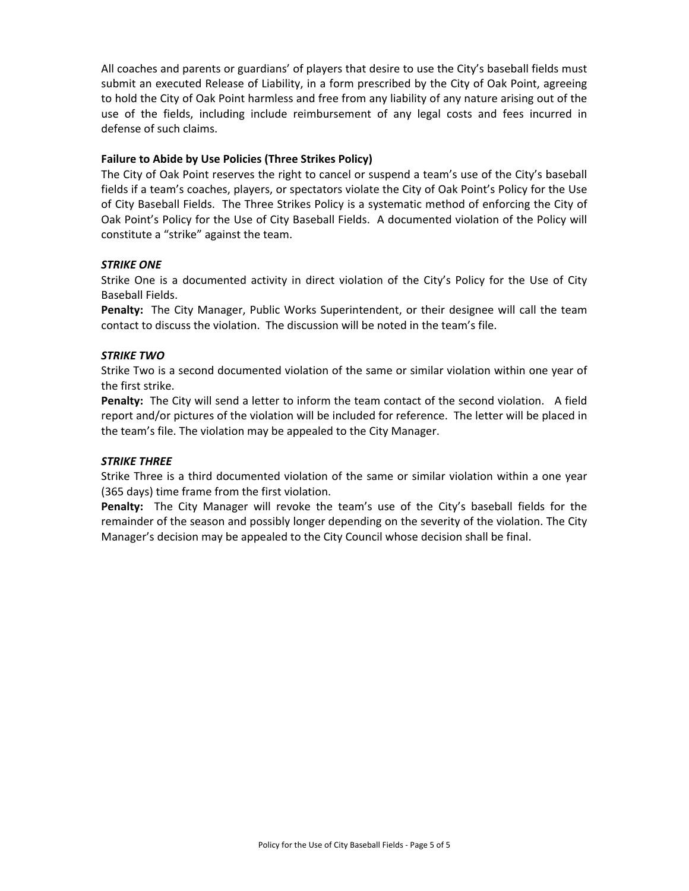All coaches and parents or guardians' of players that desire to use the City's baseball fields must submit an executed Release of Liability, in a form prescribed by the City of Oak Point, agreeing to hold the City of Oak Point harmless and free from any liability of any nature arising out of the use of the fields, including include reimbursement of any legal costs and fees incurred in defense of such claims.

**Failure to Abide by Use Policies (Three Strikes Policy)**

The City of Oak Point reserves the right to cancel or suspend a team's use of the City's baseball fields if a team's coaches, players, or spectators violate the City of Oak Point's Policy for the Use of City Baseball Fields. The Three Strikes Policy is a systematic method of enforcing the City of Oak Point's Policy for the Use of City Baseball Fields. A documented violation of the Policy will constitute a "strike" against the team.

***STRIKE ONE***

Strike One is a documented activity in direct violation of the City's Policy for the Use of City Baseball Fields.

**Penalty:** The City Manager, Public Works Superintendent, or their designee will call the team contact to discuss the violation. The discussion will be noted in the team's file.

***STRIKE TWO***

Strike Two is a second documented violation of the same or similar violation within one year of the first strike.

**Penalty:** The City will send a letter to inform the team contact of the second violation. A field report and/or pictures of the violation will be included for reference. The letter will be placed in the team's file. The violation may be appealed to the City Manager.

***STRIKE THREE***

Strike Three is a third documented violation of the same or similar violation within a one year (365 days) time frame from the first violation.

**Penalty:** The City Manager will revoke the team's use of the City's baseball fields for the remainder of the season and possibly longer depending on the severity of the violation. The City Manager's decision may be appealed to the City Council whose decision shall be final.